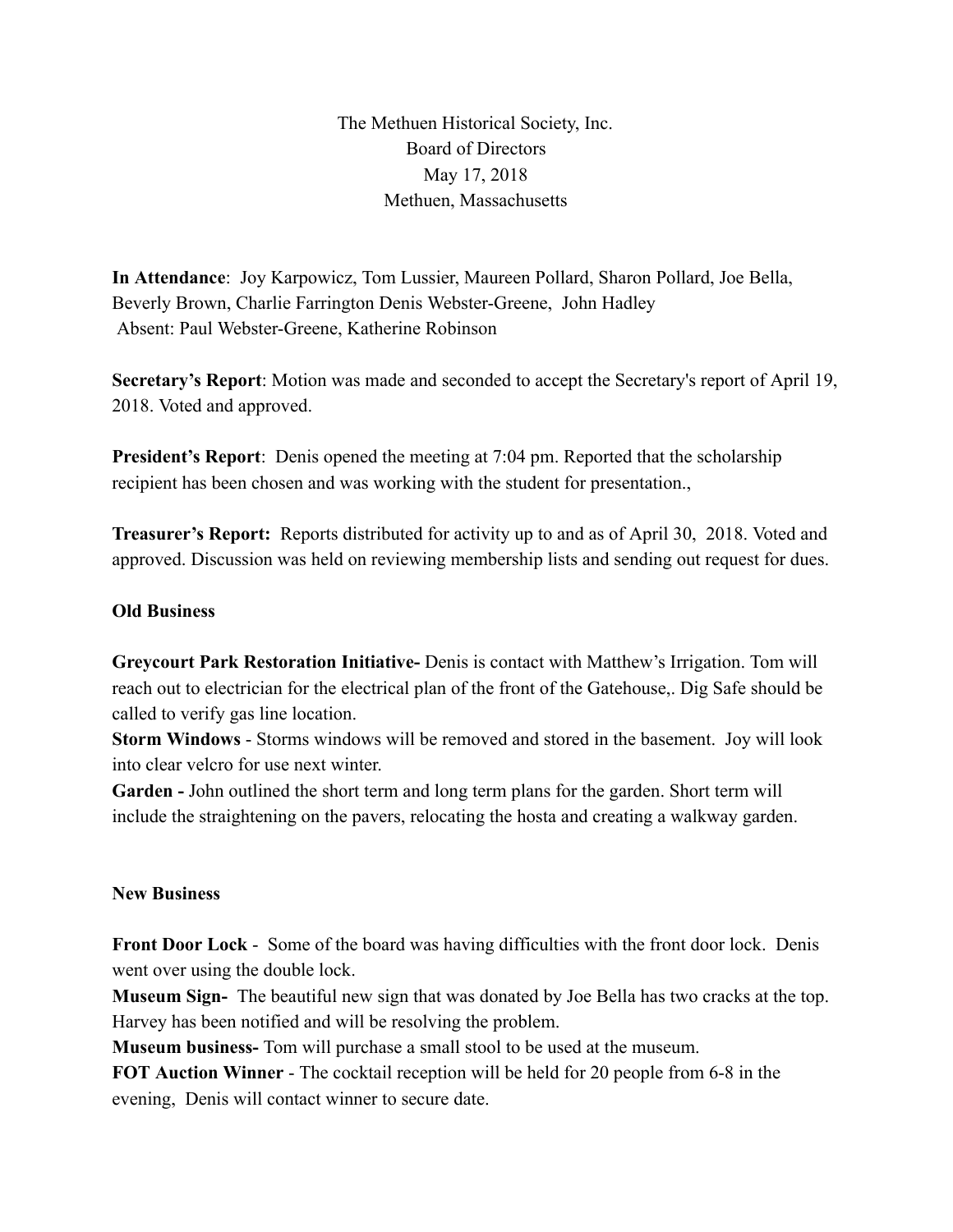The Methuen Historical Society, Inc.
Board of Directors
May 17, 2018
Methuen, Massachusetts

**In Attendance**: Joy Karpowicz, Tom Lussier, Maureen Pollard, Sharon Pollard, Joe Bella, Beverly Brown, Charlie Farrington Denis Webster-Greene, John Hadley
Absent: Paul Webster-Greene, Katherine Robinson

**Secretary's Report**: Motion was made and seconded to accept the Secretary's report of April 19, 2018. Voted and approved.

**President's Report**: Denis opened the meeting at 7:04 pm. Reported that the scholarship recipient has been chosen and was working with the student for presentation.,

**Treasurer's Report:** Reports distributed for activity up to and as of April 30, 2018. Voted and approved. Discussion was held on reviewing membership lists and sending out request for dues.

**Old Business**

**Greycourt Park Restoration Initiative-** Denis is contact with Matthew's Irrigation. Tom will reach out to electrician for the electrical plan of the front of the Gatehouse,. Dig Safe should be called to verify gas line location.
**Storm Windows** - Storms windows will be removed and stored in the basement. Joy will look into clear velcro for use next winter.
**Garden -** John outlined the short term and long term plans for the garden. Short term will include the straightening on the pavers, relocating the hosta and creating a walkway garden.

**New Business**

**Front Door Lock** - Some of the board was having difficulties with the front door lock. Denis went over using the double lock.
**Museum Sign-** The beautiful new sign that was donated by Joe Bella has two cracks at the top. Harvey has been notified and will be resolving the problem.
**Museum business-** Tom will purchase a small stool to be used at the museum.
**FOT Auction Winner** - The cocktail reception will be held for 20 people from 6-8 in the evening, Denis will contact winner to secure date.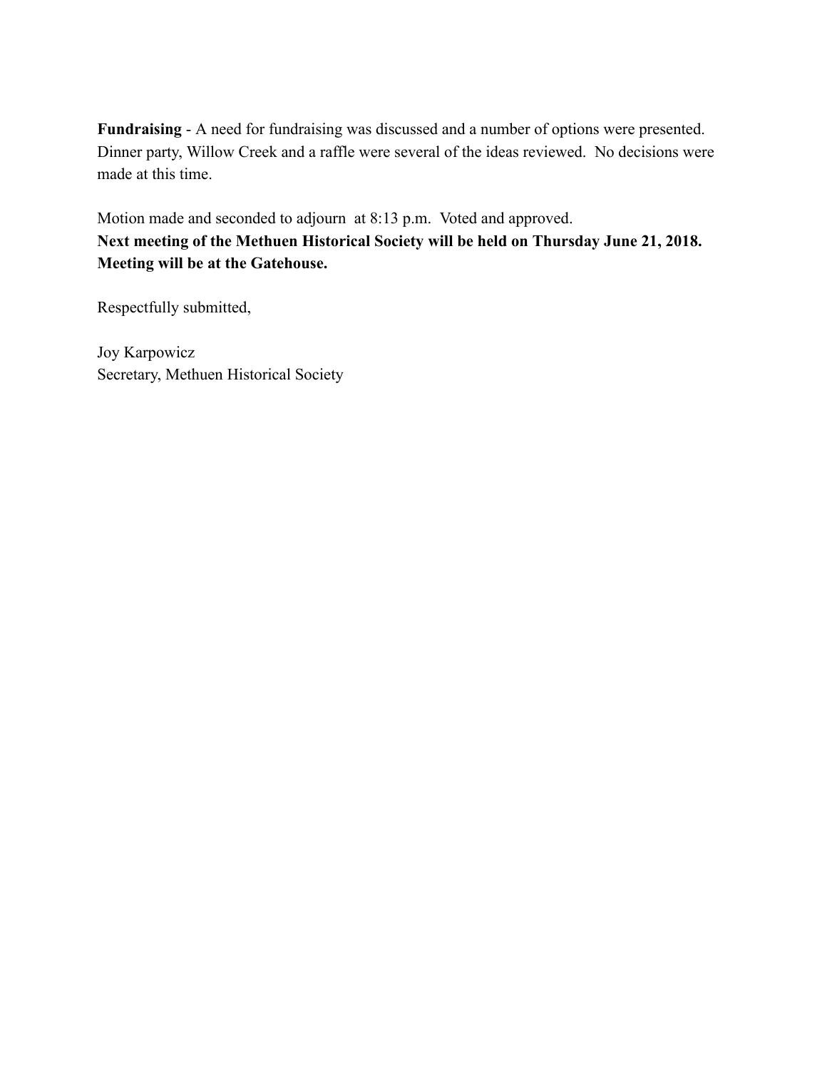**Fundraising** - A need for fundraising was discussed and a number of options were presented. Dinner party, Willow Creek and a raffle were several of the ideas reviewed. No decisions were made at this time.

Motion made and seconded to adjourn at 8:13 p.m. Voted and approved.
**Next meeting of the Methuen Historical Society will be held on Thursday June 21, 2018. Meeting will be at the Gatehouse.**

Respectfully submitted,

Joy Karpowicz
Secretary, Methuen Historical Society